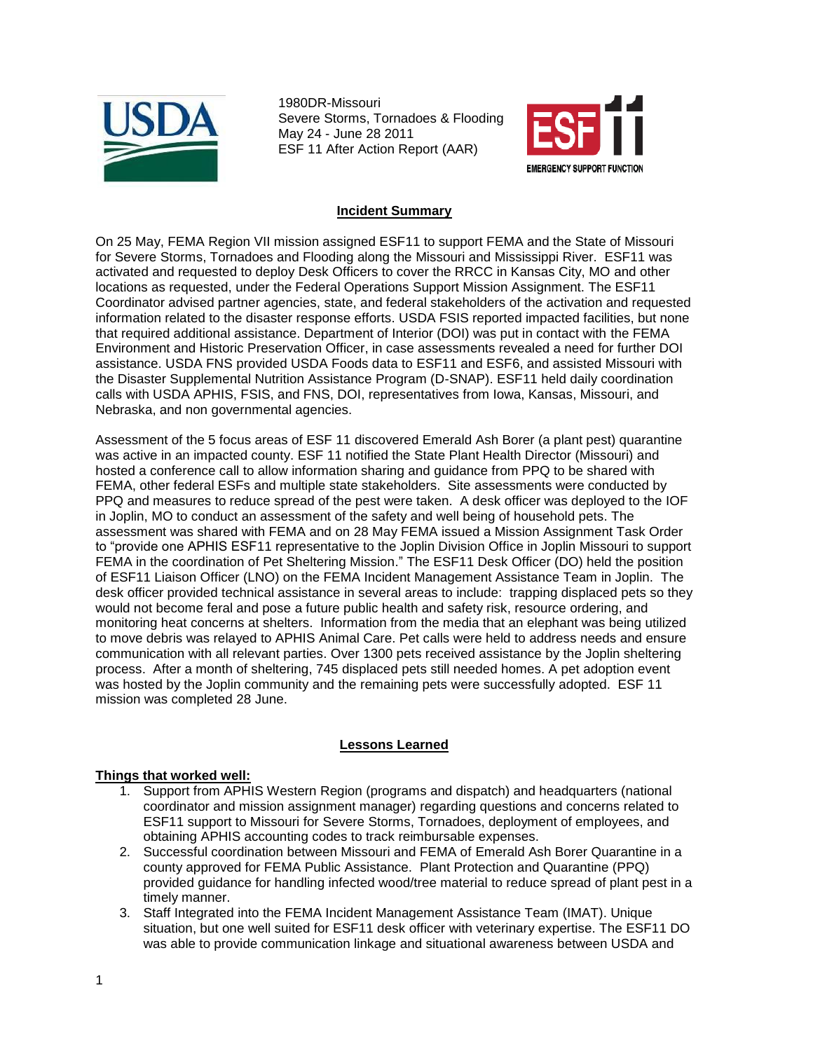1980DR-Missouri
Severe Storms, Tornadoes & Flooding
May 24 - June 28 2011
ESF 11 After Action Report (AAR)

## Incident Summary

On 25 May, FEMA Region VII mission assigned ESF11 to support FEMA and the State of Missouri for Severe Storms, Tornadoes and Flooding along the Missouri and Mississippi River. ESF11 was activated and requested to deploy Desk Officers to cover the RRCC in Kansas City, MO and other locations as requested, under the Federal Operations Support Mission Assignment. The ESF11 Coordinator advised partner agencies, state, and federal stakeholders of the activation and requested information related to the disaster response efforts. USDA FSIS reported impacted facilities, but none that required additional assistance. Department of Interior (DOI) was put in contact with the FEMA Environment and Historic Preservation Officer, in case assessments revealed a need for further DOI assistance. USDA FNS provided USDA Foods data to ESF11 and ESF6, and assisted Missouri with the Disaster Supplemental Nutrition Assistance Program (D-SNAP). ESF11 held daily coordination calls with USDA APHIS, FSIS, and FNS, DOI, representatives from Iowa, Kansas, Missouri, and Nebraska, and non governmental agencies.

Assessment of the 5 focus areas of ESF 11 discovered Emerald Ash Borer (a plant pest) quarantine was active in an impacted county. ESF 11 notified the State Plant Health Director (Missouri) and hosted a conference call to allow information sharing and guidance from PPQ to be shared with FEMA, other federal ESFs and multiple state stakeholders. Site assessments were conducted by PPQ and measures to reduce spread of the pest were taken. A desk officer was deployed to the IOF in Joplin, MO to conduct an assessment of the safety and well being of household pets. The assessment was shared with FEMA and on 28 May FEMA issued a Mission Assignment Task Order to "provide one APHIS ESF11 representative to the Joplin Division Office in Joplin Missouri to support FEMA in the coordination of Pet Sheltering Mission." The ESF11 Desk Officer (DO) held the position of ESF11 Liaison Officer (LNO) on the FEMA Incident Management Assistance Team in Joplin. The desk officer provided technical assistance in several areas to include: trapping displaced pets so they would not become feral and pose a future public health and safety risk, resource ordering, and monitoring heat concerns at shelters. Information from the media that an elephant was being utilized to move debris was relayed to APHIS Animal Care. Pet calls were held to address needs and ensure communication with all relevant parties. Over 1300 pets received assistance by the Joplin sheltering process. After a month of sheltering, 745 displaced pets still needed homes. A pet adoption event was hosted by the Joplin community and the remaining pets were successfully adopted. ESF 11 mission was completed 28 June.

## Lessons Learned

### Things that worked well:

1. Support from APHIS Western Region (programs and dispatch) and headquarters (national coordinator and mission assignment manager) regarding questions and concerns related to ESF11 support to Missouri for Severe Storms, Tornadoes, deployment of employees, and obtaining APHIS accounting codes to track reimbursable expenses.
2. Successful coordination between Missouri and FEMA of Emerald Ash Borer Quarantine in a county approved for FEMA Public Assistance. Plant Protection and Quarantine (PPQ) provided guidance for handling infected wood/tree material to reduce spread of plant pest in a timely manner.
3. Staff Integrated into the FEMA Incident Management Assistance Team (IMAT). Unique situation, but one well suited for ESF11 desk officer with veterinary expertise. The ESF11 DO was able to provide communication linkage and situational awareness between USDA and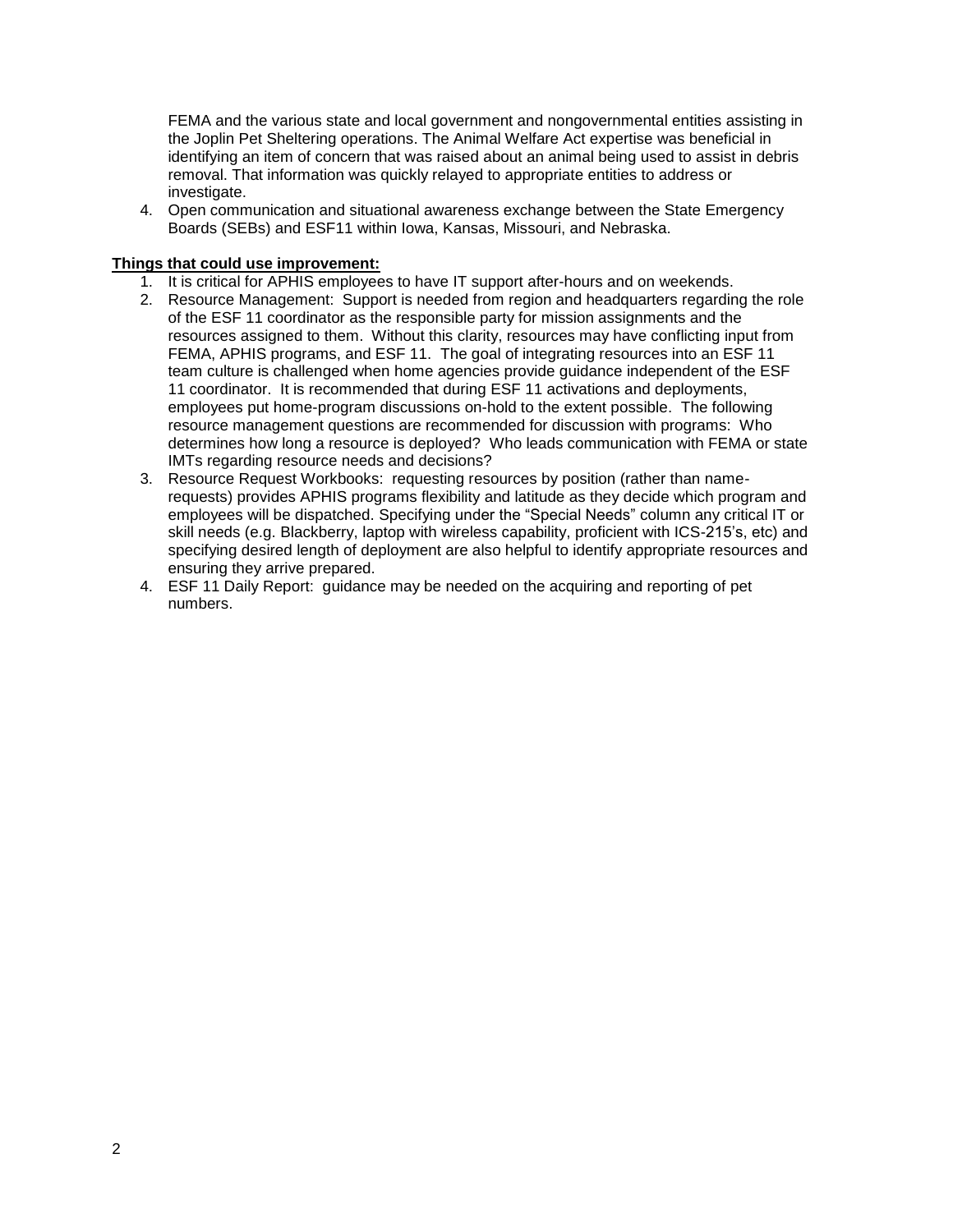FEMA and the various state and local government and nongovernmental entities assisting in the Joplin Pet Sheltering operations. The Animal Welfare Act expertise was beneficial in identifying an item of concern that was raised about an animal being used to assist in debris removal. That information was quickly relayed to appropriate entities to address or investigate.

4. Open communication and situational awareness exchange between the State Emergency Boards (SEBs) and ESF11 within Iowa, Kansas, Missouri, and Nebraska.

**Things that could use improvement:**

1. It is critical for APHIS employees to have IT support after-hours and on weekends.
2. Resource Management: Support is needed from region and headquarters regarding the role of the ESF 11 coordinator as the responsible party for mission assignments and the resources assigned to them. Without this clarity, resources may have conflicting input from FEMA, APHIS programs, and ESF 11. The goal of integrating resources into an ESF 11 team culture is challenged when home agencies provide guidance independent of the ESF 11 coordinator. It is recommended that during ESF 11 activations and deployments, employees put home-program discussions on-hold to the extent possible. The following resource management questions are recommended for discussion with programs: Who determines how long a resource is deployed? Who leads communication with FEMA or state IMTs regarding resource needs and decisions?
3. Resource Request Workbooks: requesting resources by position (rather than name-requests) provides APHIS programs flexibility and latitude as they decide which program and employees will be dispatched. Specifying under the "Special Needs" column any critical IT or skill needs (e.g. Blackberry, laptop with wireless capability, proficient with ICS-215's, etc) and specifying desired length of deployment are also helpful to identify appropriate resources and ensuring they arrive prepared.
4. ESF 11 Daily Report: guidance may be needed on the acquiring and reporting of pet numbers.